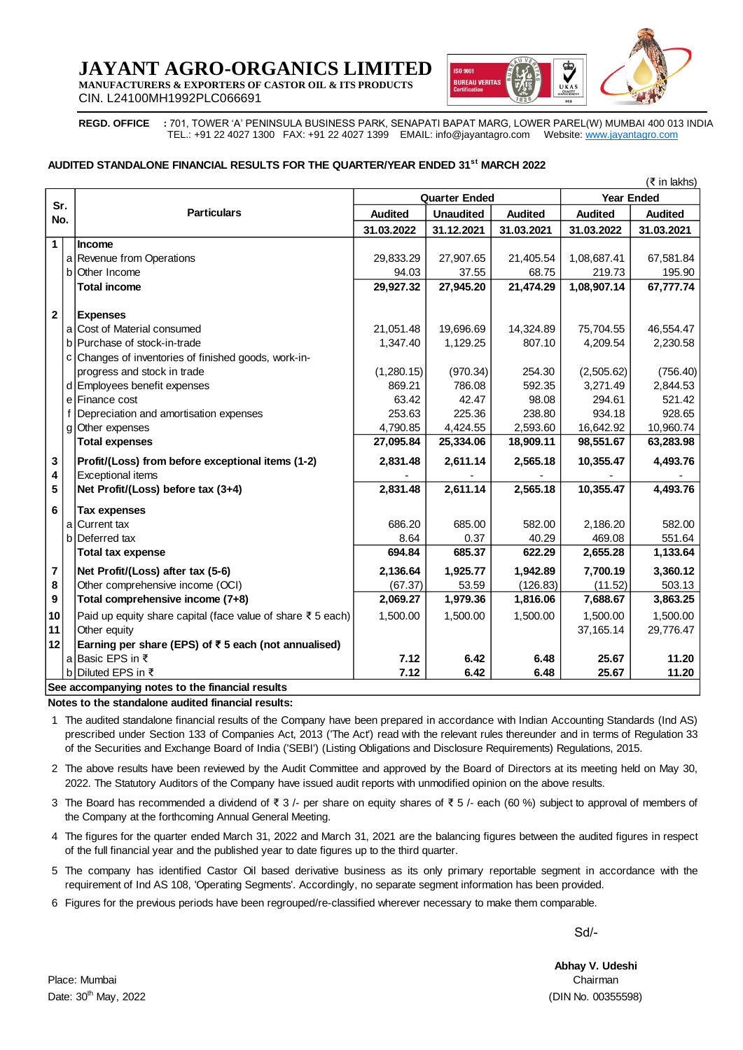# JAYANT AGRO-ORGANICS LIMITED

**MANUFACTURERS & EXPORTERS OF CASTOR OIL & ITS PRODUCTS**

CIN. L24100MH1992PLC066691

**REGD. OFFICE** : 701, TOWER 'A' PENINSULA BUSINESS PARK, SENAPATI BAPAT MARG, LOWER PAREL(W) MUMBAI 400 013 INDIA
TEL.: +91 22 4027 1300 FAX: +91 22 4027 1399 EMAIL: info@jayantagro.com Website: www.jayantagro.com

## AUDITED STANDALONE FINANCIAL RESULTS FOR THE QUARTER/YEAR ENDED 31st MARCH 2022

(₹ in lakhs)

| Sr. No. | | Particulars | Quarter Ended | | | Year Ended | |
|---|---|---|---|---|---|---|---|
| | | | Audited | Unaudited | Audited | Audited | Audited |
| | | | 31.03.2022 | 31.12.2021 | 31.03.2021 | 31.03.2022 | 31.03.2021 |
| 1 | | **Income** | | | | | |
| | a | Revenue from Operations | 29,833.29 | 27,907.65 | 21,405.54 | 1,08,687.41 | 67,581.84 |
| | b | Other Income | 94.03 | 37.55 | 68.75 | 219.73 | 195.90 |
| | | **Total income** | **29,927.32** | **27,945.20** | **21,474.29** | **1,08,907.14** | **67,777.74** |
| 2 | | **Expenses** | | | | | |
| | a | Cost of Material consumed | 21,051.48 | 19,696.69 | 14,324.89 | 75,704.55 | 46,554.47 |
| | b | Purchase of stock-in-trade | 1,347.40 | 1,129.25 | 807.10 | 4,209.54 | 2,230.58 |
| | c | Changes of inventories of finished goods, work-in-progress and stock in trade | (1,280.15) | (970.34) | 254.30 | (2,505.62) | (756.40) |
| | d | Employees benefit expenses | 869.21 | 786.08 | 592.35 | 3,271.49 | 2,844.53 |
| | e | Finance cost | 63.42 | 42.47 | 98.08 | 294.61 | 521.42 |
| | f | Depreciation and amortisation expenses | 253.63 | 225.36 | 238.80 | 934.18 | 928.65 |
| | g | Other expenses | 4,790.85 | 4,424.55 | 2,593.60 | 16,642.92 | 10,960.74 |
| | | **Total expenses** | **27,095.84** | **25,334.06** | **18,909.11** | **98,551.67** | **63,283.98** |
| 3 | | **Profit/(Loss) from before exceptional items (1-2)** | **2,831.48** | **2,611.14** | **2,565.18** | **10,355.47** | **4,493.76** |
| 4 | | Exceptional items | - | - | - | - | - |
| 5 | | **Net Profit/(Loss) before tax (3+4)** | **2,831.48** | **2,611.14** | **2,565.18** | **10,355.47** | **4,493.76** |
| 6 | | **Tax expenses** | | | | | |
| | a | Current tax | 686.20 | 685.00 | 582.00 | 2,186.20 | 582.00 |
| | b | Deferred tax | 8.64 | 0.37 | 40.29 | 469.08 | 551.64 |
| | | **Total tax expense** | **694.84** | **685.37** | **622.29** | **2,655.28** | **1,133.64** |
| 7 | | **Net Profit/(Loss) after tax (5-6)** | **2,136.64** | **1,925.77** | **1,942.89** | **7,700.19** | **3,360.12** |
| 8 | | Other comprehensive income (OCI) | (67.37) | 53.59 | (126.83) | (11.52) | 503.13 |
| 9 | | **Total comprehensive income (7+8)** | **2,069.27** | **1,979.36** | **1,816.06** | **7,688.67** | **3,863.25** |
| 10 | | Paid up equity share capital (face value of share ₹ 5 each) | 1,500.00 | 1,500.00 | 1,500.00 | 1,500.00 | 1,500.00 |
| 11 | | Other equity | | | | 37,165.14 | 29,776.47 |
| 12 | | **Earning per share (EPS) of ₹ 5 each (not annualised)** | | | | | |
| | a | Basic EPS in ₹ | **7.12** | **6.42** | **6.48** | **25.67** | **11.20** |
| | b | Diluted EPS in ₹ | **7.12** | **6.42** | **6.48** | **25.67** | **11.20** |

**See accompanying notes to the financial results**

**Notes to the standalone audited financial results:**

1. The audited standalone financial results of the Company have been prepared in accordance with Indian Accounting Standards (Ind AS) prescribed under Section 133 of Companies Act, 2013 ('The Act') read with the relevant rules thereunder and in terms of Regulation 33 of the Securities and Exchange Board of India ('SEBI') (Listing Obligations and Disclosure Requirements) Regulations, 2015.
2. The above results have been reviewed by the Audit Committee and approved by the Board of Directors at its meeting held on May 30, 2022. The Statutory Auditors of the Company have issued audit reports with unmodified opinion on the above results.
3. The Board has recommended a dividend of ₹ 3 /- per share on equity shares of ₹ 5 /- each (60 %) subject to approval of members of the Company at the forthcoming Annual General Meeting.
4. The figures for the quarter ended March 31, 2022 and March 31, 2021 are the balancing figures between the audited figures in respect of the full financial year and the published year to date figures up to the third quarter.
5. The company has identified Castor Oil based derivative business as its only primary reportable segment in accordance with the requirement of Ind AS 108, 'Operating Segments'. Accordingly, no separate segment information has been provided.
6. Figures for the previous periods have been regrouped/re-classified wherever necessary to make them comparable.

Sd/-

**Abhay V. Udeshi**
Chairman
(DIN No. 00355598)

Place: Mumbai
Date: 30th May, 2022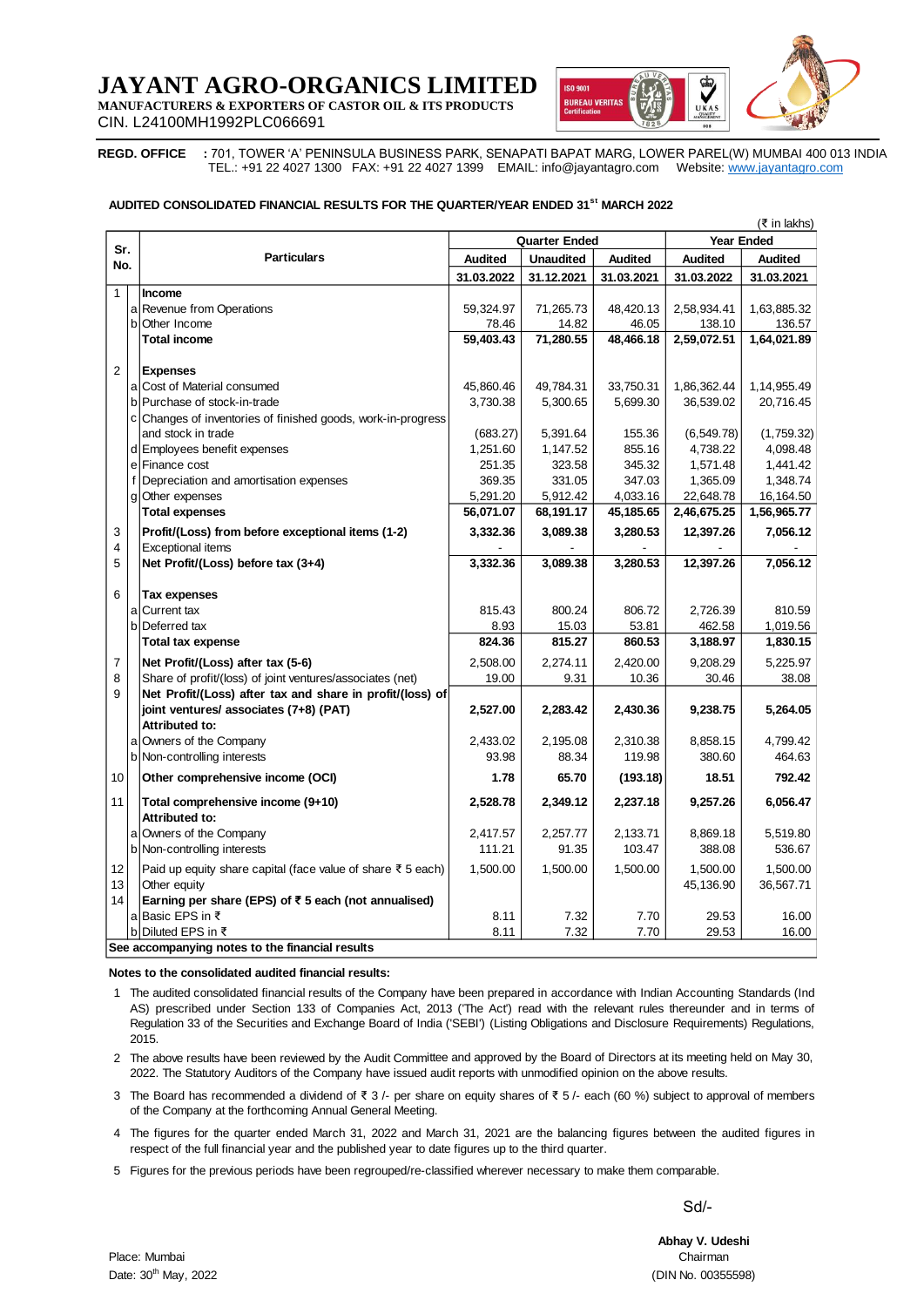# JAYANT AGRO-ORGANICS LIMITED

**MANUFACTURERS & EXPORTERS OF CASTOR OIL & ITS PRODUCTS**

CIN. L24100MH1992PLC066691

**REGD. OFFICE** : 701, TOWER 'A' PENINSULA BUSINESS PARK, SENAPATI BAPAT MARG, LOWER PAREL(W) MUMBAI 400 013 INDIA
TEL.: +91 22 4027 1300 FAX: +91 22 4027 1399 EMAIL: info@jayantagro.com Website: www.jayantagro.com

**AUDITED CONSOLIDATED FINANCIAL RESULTS FOR THE QUARTER/YEAR ENDED 31[st] MARCH 2022**

(₹ in lakhs)

| Sr. No. | | Particulars | Quarter Ended | | | Year Ended | |
|---|---|---|---|---|---|---|---|
| | | | Audited | Unaudited | Audited | Audited | Audited |
| | | | 31.03.2022 | 31.12.2021 | 31.03.2021 | 31.03.2022 | 31.03.2021 |
| 1 | | **Income** | | | | | |
| | a | Revenue from Operations | 59,324.97 | 71,265.73 | 48,420.13 | 2,58,934.41 | 1,63,885.32 |
| | b | Other Income | 78.46 | 14.82 | 46.05 | 138.10 | 136.57 |
| | | **Total income** | **59,403.43** | **71,280.55** | **48,466.18** | **2,59,072.51** | **1,64,021.89** |
| 2 | | **Expenses** | | | | | |
| | a | Cost of Material consumed | 45,860.46 | 49,784.31 | 33,750.31 | 1,86,362.44 | 1,14,955.49 |
| | b | Purchase of stock-in-trade | 3,730.38 | 5,300.65 | 5,699.30 | 36,539.02 | 20,716.45 |
| | c | Changes of inventories of finished goods, work-in-progress and stock in trade | (683.27) | 5,391.64 | 155.36 | (6,549.78) | (1,759.32) |
| | d | Employees benefit expenses | 1,251.60 | 1,147.52 | 855.16 | 4,738.22 | 4,098.48 |
| | e | Finance cost | 251.35 | 323.58 | 345.32 | 1,571.48 | 1,441.42 |
| | f | Depreciation and amortisation expenses | 369.35 | 331.05 | 347.03 | 1,365.09 | 1,348.74 |
| | g | Other expenses | 5,291.20 | 5,912.42 | 4,033.16 | 22,648.78 | 16,164.50 |
| | | **Total expenses** | **56,071.07** | **68,191.17** | **45,185.65** | **2,46,675.25** | **1,56,965.77** |
| 3 | | **Profit/(Loss) from before exceptional items (1-2)** | **3,332.36** | **3,089.38** | **3,280.53** | **12,397.26** | **7,056.12** |
| 4 | | Exceptional items | - | - | - | - | - |
| 5 | | **Net Profit/(Loss) before tax (3+4)** | **3,332.36** | **3,089.38** | **3,280.53** | **12,397.26** | **7,056.12** |
| 6 | | **Tax expenses** | | | | | |
| | a | Current tax | 815.43 | 800.24 | 806.72 | 2,726.39 | 810.59 |
| | b | Deferred tax | 8.93 | 15.03 | 53.81 | 462.58 | 1,019.56 |
| | | **Total tax expense** | **824.36** | **815.27** | **860.53** | **3,188.97** | **1,830.15** |
| 7 | | **Net Profit/(Loss) after tax (5-6)** | 2,508.00 | 2,274.11 | 2,420.00 | 9,208.29 | 5,225.97 |
| 8 | | Share of profit/(loss) of joint ventures/associates (net) | 19.00 | 9.31 | 10.36 | 30.46 | 38.08 |
| 9 | | **Net Profit/(Loss) after tax and share in profit/(loss) of joint ventures/ associates (7+8) (PAT)** | **2,527.00** | **2,283.42** | **2,430.36** | **9,238.75** | **5,264.05** |
| | | **Attributed to:** | | | | | |
| | a | Owners of the Company | 2,433.02 | 2,195.08 | 2,310.38 | 8,858.15 | 4,799.42 |
| | b | Non-controlling interests | 93.98 | 88.34 | 119.98 | 380.60 | 464.63 |
| 10 | | **Other comprehensive income (OCI)** | **1.78** | **65.70** | **(193.18)** | **18.51** | **792.42** |
| 11 | | **Total comprehensive income (9+10)** | **2,528.78** | **2,349.12** | **2,237.18** | **9,257.26** | **6,056.47** |
| | | **Attributed to:** | | | | | |
| | a | Owners of the Company | 2,417.57 | 2,257.77 | 2,133.71 | 8,869.18 | 5,519.80 |
| | b | Non-controlling interests | 111.21 | 91.35 | 103.47 | 388.08 | 536.67 |
| 12 | | Paid up equity share capital (face value of share ₹ 5 each) | 1,500.00 | 1,500.00 | 1,500.00 | 1,500.00 | 1,500.00 |
| 13 | | Other equity | | | | 45,136.90 | 36,567.71 |
| 14 | | **Earning per share (EPS) of ₹ 5 each (not annualised)** | | | | | |
| | a | Basic EPS in ₹ | 8.11 | 7.32 | 7.70 | 29.53 | 16.00 |
| | b | Diluted EPS in ₹ | 8.11 | 7.32 | 7.70 | 29.53 | 16.00 |

**See accompanying notes to the financial results**

**Notes to the consolidated audited financial results:**

1. The audited consolidated financial results of the Company have been prepared in accordance with Indian Accounting Standards (Ind AS) prescribed under Section 133 of Companies Act, 2013 ('The Act') read with the relevant rules thereunder and in terms of Regulation 33 of the Securities and Exchange Board of India ('SEBI') (Listing Obligations and Disclosure Requirements) Regulations, 2015.
2. The above results have been reviewed by the Audit Committee and approved by the Board of Directors at its meeting held on May 30, 2022. The Statutory Auditors of the Company have issued audit reports with unmodified opinion on the above results.
3. The Board has recommended a dividend of ₹ 3 /- per share on equity shares of ₹ 5 /- each (60 %) subject to approval of members of the Company at the forthcoming Annual General Meeting.
4. The figures for the quarter ended March 31, 2022 and March 31, 2021 are the balancing figures between the audited figures in respect of the full financial year and the published year to date figures up to the third quarter.
5. Figures for the previous periods have been regrouped/re-classified wherever necessary to make them comparable.

Sd/-

**Abhay V. Udeshi**
Chairman
(DIN No. 00355598)

Place: Mumbai
Date: 30[th] May, 2022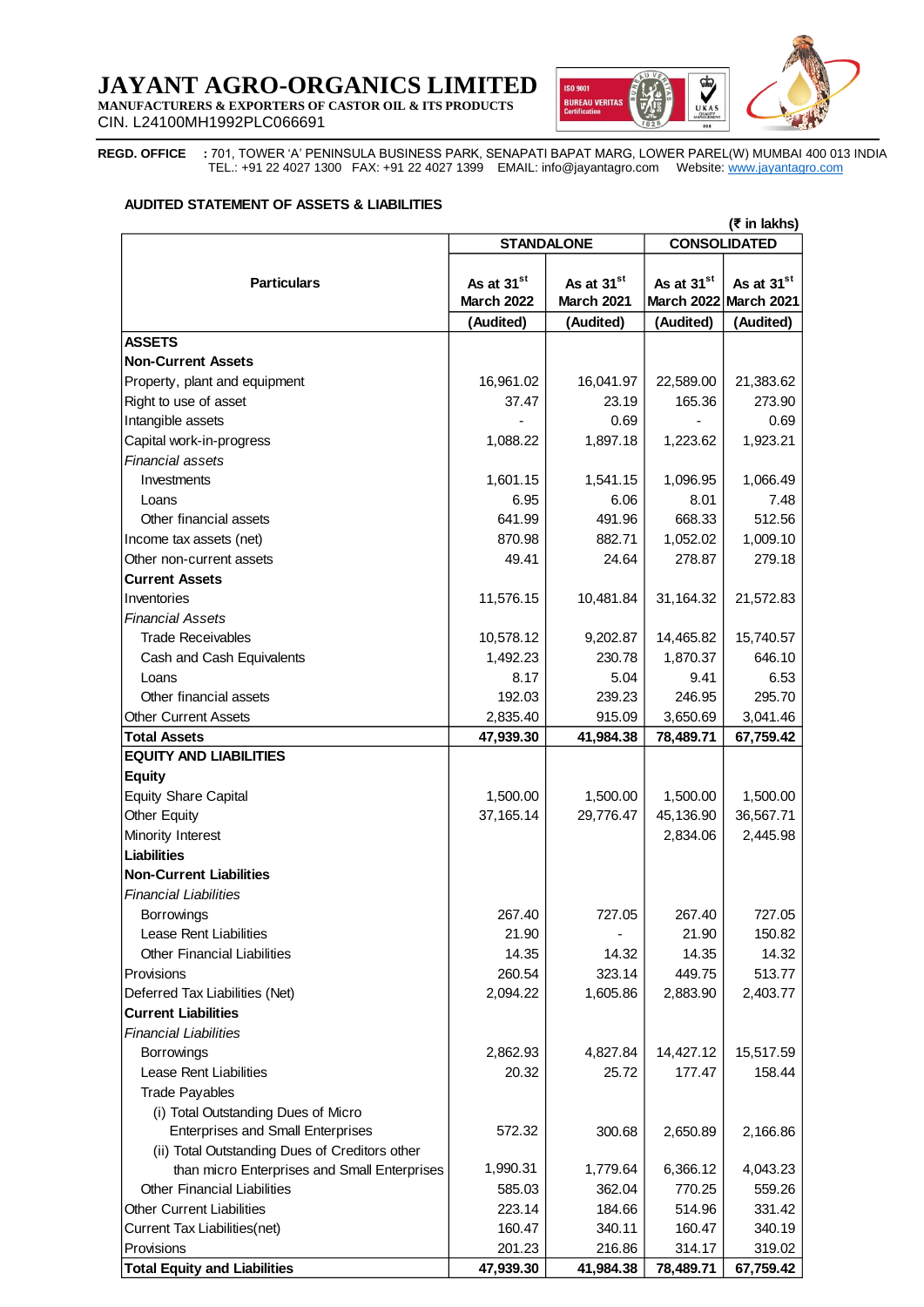# JAYANT AGRO-ORGANICS LIMITED

**MANUFACTURERS & EXPORTERS OF CASTOR OIL & ITS PRODUCTS**

CIN. L24100MH1992PLC066691

**REGD. OFFICE** : 701, TOWER 'A' PENINSULA BUSINESS PARK, SENAPATI BAPAT MARG, LOWER PAREL(W) MUMBAI 400 013 INDIA
TEL.: +91 22 4027 1300 FAX: +91 22 4027 1399 EMAIL: info@jayantagro.com Website: www.jayantagro.com

## AUDITED STATEMENT OF ASSETS & LIABILITIES

(₹ in lakhs)

| Particulars | STANDALONE | | CONSOLIDATED | |
|---|---|---|---|---|
| | As at 31st March 2022 | As at 31st March 2021 | As at 31st March 2022 | As at 31st March 2021 |
| | (Audited) | (Audited) | (Audited) | (Audited) |
| **ASSETS** | | | | |
| **Non-Current Assets** | | | | |
| Property, plant and equipment | 16,961.02 | 16,041.97 | 22,589.00 | 21,383.62 |
| Right to use of asset | 37.47 | 23.19 | 165.36 | 273.90 |
| Intangible assets | - | 0.69 | - | 0.69 |
| Capital work-in-progress | 1,088.22 | 1,897.18 | 1,223.62 | 1,923.21 |
| *Financial assets* | | | | |
| Investments | 1,601.15 | 1,541.15 | 1,096.95 | 1,066.49 |
| Loans | 6.95 | 6.06 | 8.01 | 7.48 |
| Other financial assets | 641.99 | 491.96 | 668.33 | 512.56 |
| Income tax assets (net) | 870.98 | 882.71 | 1,052.02 | 1,009.10 |
| Other non-current assets | 49.41 | 24.64 | 278.87 | 279.18 |
| **Current Assets** | | | | |
| Inventories | 11,576.15 | 10,481.84 | 31,164.32 | 21,572.83 |
| *Financial Assets* | | | | |
| Trade Receivables | 10,578.12 | 9,202.87 | 14,465.82 | 15,740.57 |
| Cash and Cash Equivalents | 1,492.23 | 230.78 | 1,870.37 | 646.10 |
| Loans | 8.17 | 5.04 | 9.41 | 6.53 |
| Other financial assets | 192.03 | 239.23 | 246.95 | 295.70 |
| Other Current Assets | 2,835.40 | 915.09 | 3,650.69 | 3,041.46 |
| **Total Assets** | **47,939.30** | **41,984.38** | **78,489.71** | **67,759.42** |
| **EQUITY AND LIABILITIES** | | | | |
| **Equity** | | | | |
| Equity Share Capital | 1,500.00 | 1,500.00 | 1,500.00 | 1,500.00 |
| Other Equity | 37,165.14 | 29,776.47 | 45,136.90 | 36,567.71 |
| Minority Interest | | | 2,834.06 | 2,445.98 |
| **Liabilities** | | | | |
| **Non-Current Liabilities** | | | | |
| *Financial Liabilities* | | | | |
| Borrowings | 267.40 | 727.05 | 267.40 | 727.05 |
| Lease Rent Liabilities | 21.90 | - | 21.90 | 150.82 |
| Other Financial Liabilities | 14.35 | 14.32 | 14.35 | 14.32 |
| Provisions | 260.54 | 323.14 | 449.75 | 513.77 |
| Deferred Tax Liabilities (Net) | 2,094.22 | 1,605.86 | 2,883.90 | 2,403.77 |
| **Current Liabilities** | | | | |
| *Financial Liabilities* | | | | |
| Borrowings | 2,862.93 | 4,827.84 | 14,427.12 | 15,517.59 |
| Lease Rent Liabilities | 20.32 | 25.72 | 177.47 | 158.44 |
| Trade Payables | | | | |
| (i) Total Outstanding Dues of Micro Enterprises and Small Enterprises | 572.32 | 300.68 | 2,650.89 | 2,166.86 |
| (ii) Total Outstanding Dues of Creditors other than micro Enterprises and Small Enterprises | 1,990.31 | 1,779.64 | 6,366.12 | 4,043.23 |
| Other Financial Liabilities | 585.03 | 362.04 | 770.25 | 559.26 |
| Other Current Liabilities | 223.14 | 184.66 | 514.96 | 331.42 |
| Current Tax Liabilities(net) | 160.47 | 340.11 | 160.47 | 340.19 |
| Provisions | 201.23 | 216.86 | 314.17 | 319.02 |
| **Total Equity and Liabilities** | **47,939.30** | **41,984.38** | **78,489.71** | **67,759.42** |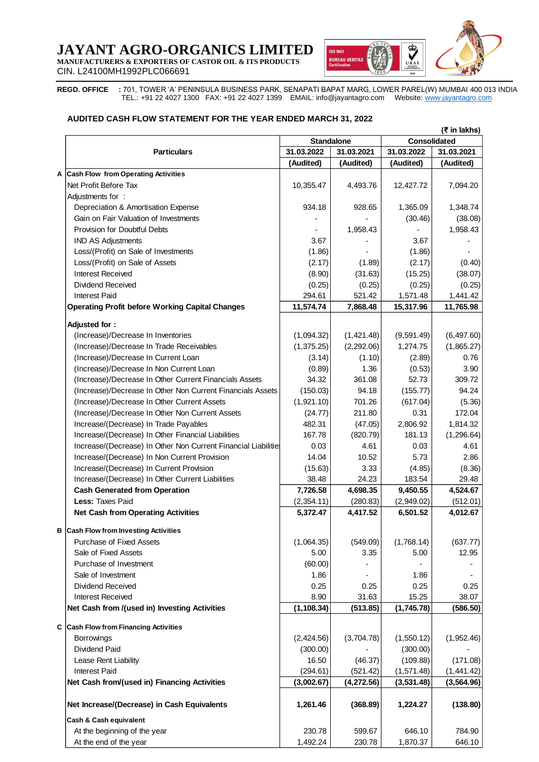# JAYANT AGRO-ORGANICS LIMITED

**MANUFACTURERS & EXPORTERS OF CASTOR OIL & ITS PRODUCTS**

CIN. L24100MH1992PLC066691

**REGD. OFFICE** : 701, TOWER 'A' PENINSULA BUSINESS PARK, SENAPATI BAPAT MARG, LOWER PAREL(W) MUMBAI 400 013 INDIA
TEL.: +91 22 4027 1300 FAX: +91 22 4027 1399 EMAIL: info@jayantagro.com Website: www.jayantagro.com

## AUDITED CASH FLOW STATEMENT FOR THE YEAR ENDED MARCH 31, 2022

(₹ in lakhs)

| | Particulars | Standalone | | Consolidated | |
|---|---|---|---|---|---|
| | | 31.03.2022 | 31.03.2021 | 31.03.2022 | 31.03.2021 |
| | | (Audited) | (Audited) | (Audited) | (Audited) |
| A | **Cash Flow from Operating Activities** | | | | |
| | Net Profit Before Tax | 10,355.47 | 4,493.76 | 12,427.72 | 7,094.20 |
| | Adjustments for : | | | | |
| | Depreciation & Amortisation Expense | 934.18 | 928.65 | 1,365.09 | 1,348.74 |
| | Gain on Fair Valuation of Investments | - | - | (30.46) | (38.08) |
| | Provision for Doubtful Debts | - | 1,958.43 | - | 1,958.43 |
| | IND AS Adjustments | 3.67 | - | 3.67 | - |
| | Loss/(Profit) on Sale of Investments | (1.86) | - | (1.86) | - |
| | Loss/(Profit) on Sale of Assets | (2.17) | (1.89) | (2.17) | (0.40) |
| | Interest Received | (8.90) | (31.63) | (15.25) | (38.07) |
| | Dividend Received | (0.25) | (0.25) | (0.25) | (0.25) |
| | Interest Paid | 294.61 | 521.42 | 1,571.48 | 1,441.42 |
| | **Operating Profit before Working Capital Changes** | **11,574.74** | **7,868.48** | **15,317.96** | **11,765.98** |
| | **Adjusted for :** | | | | |
| | (Increase)/Decrease In Inventories | (1,094.32) | (1,421.48) | (9,591.49) | (6,497.60) |
| | (Increase)/Decrease In Trade Receivables | (1,375.25) | (2,292.06) | 1,274.75 | (1,865.27) |
| | (Increase)/Decrease In Current Loan | (3.14) | (1.10) | (2.89) | 0.76 |
| | (Increase)/Decrease In Non Current Loan | (0.89) | 1.36 | (0.53) | 3.90 |
| | (Increase)/Decrease In Other Current Financials Assets | 34.32 | 361.08 | 52.73 | 309.72 |
| | (Increase)/Decrease In Other Non Current Financials Assets | (150.03) | 94.18 | (155.77) | 94.24 |
| | (Increase)/Decrease In Other Current Assets | (1,921.10) | 701.26 | (617.04) | (5.36) |
| | (Increase)/Decrease In Other Non Current Assets | (24.77) | 211.80 | 0.31 | 172.04 |
| | Increase/(Decrease) In Trade Payables | 482.31 | (47.05) | 2,806.92 | 1,814.32 |
| | Increase/(Decrease) In Other Financial Liabilities | 167.78 | (820.79) | 181.13 | (1,296.64) |
| | Increase/(Decrease) In Other Non Current Financial Liabilities | 0.03 | 4.61 | 0.03 | 4.61 |
| | Increase/(Decrease) In Non Current Provision | 14.04 | 10.52 | 5.73 | 2.86 |
| | Increase/(Decrease) In Current Provision | (15.63) | 3.33 | (4.85) | (8.36) |
| | Increase/(Decrease) In Other Current Liabilities | 38.48 | 24.23 | 183.54 | 29.48 |
| | **Cash Generated from Operation** | **7,726.58** | **4,698.35** | **9,450.55** | **4,524.67** |
| | **Less:** Taxes Paid | (2,354.11) | (280.83) | (2,949.02) | (512.01) |
| | **Net Cash from Operating Activities** | **5,372.47** | **4,417.52** | **6,501.52** | **4,012.67** |
| B | **Cash Flow from Investing Activities** | | | | |
| | Purchase of Fixed Assets | (1,064.35) | (549.09) | (1,768.14) | (637.77) |
| | Sale of Fixed Assets | 5.00 | 3.35 | 5.00 | 12.95 |
| | Purchase of Investment | (60.00) | - | - | - |
| | Sale of Investment | 1.86 | - | 1.86 | - |
| | Dividend Received | 0.25 | 0.25 | 0.25 | 0.25 |
| | Interest Received | 8.90 | 31.63 | 15.25 | 38.07 |
| | **Net Cash from /(used in) Investing Activities** | **(1,108.34)** | **(513.85)** | **(1,745.78)** | **(586.50)** |
| C | **Cash Flow from Financing Activities** | | | | |
| | Borrowings | (2,424.56) | (3,704.78) | (1,550.12) | (1,952.46) |
| | Dividend Paid | (300.00) | - | (300.00) | - |
| | Lease Rent Liability | 16.50 | (46.37) | (109.88) | (171.08) |
| | Interest Paid | (294.61) | (521.42) | (1,571.48) | (1,441.42) |
| | **Net Cash from/(used in) Financing Activities** | **(3,002.67)** | **(4,272.56)** | **(3,531.48)** | **(3,564.96)** |
| | **Net Increase/(Decrease) in Cash Equivalents** | **1,261.46** | **(368.89)** | **1,224.27** | **(138.80)** |
| | **Cash & Cash equivalent** | | | | |
| | At the beginning of the year | 230.78 | 599.67 | 646.10 | 784.90 |
| | At the end of the year | 1,492.24 | 230.78 | 1,870.37 | 646.10 |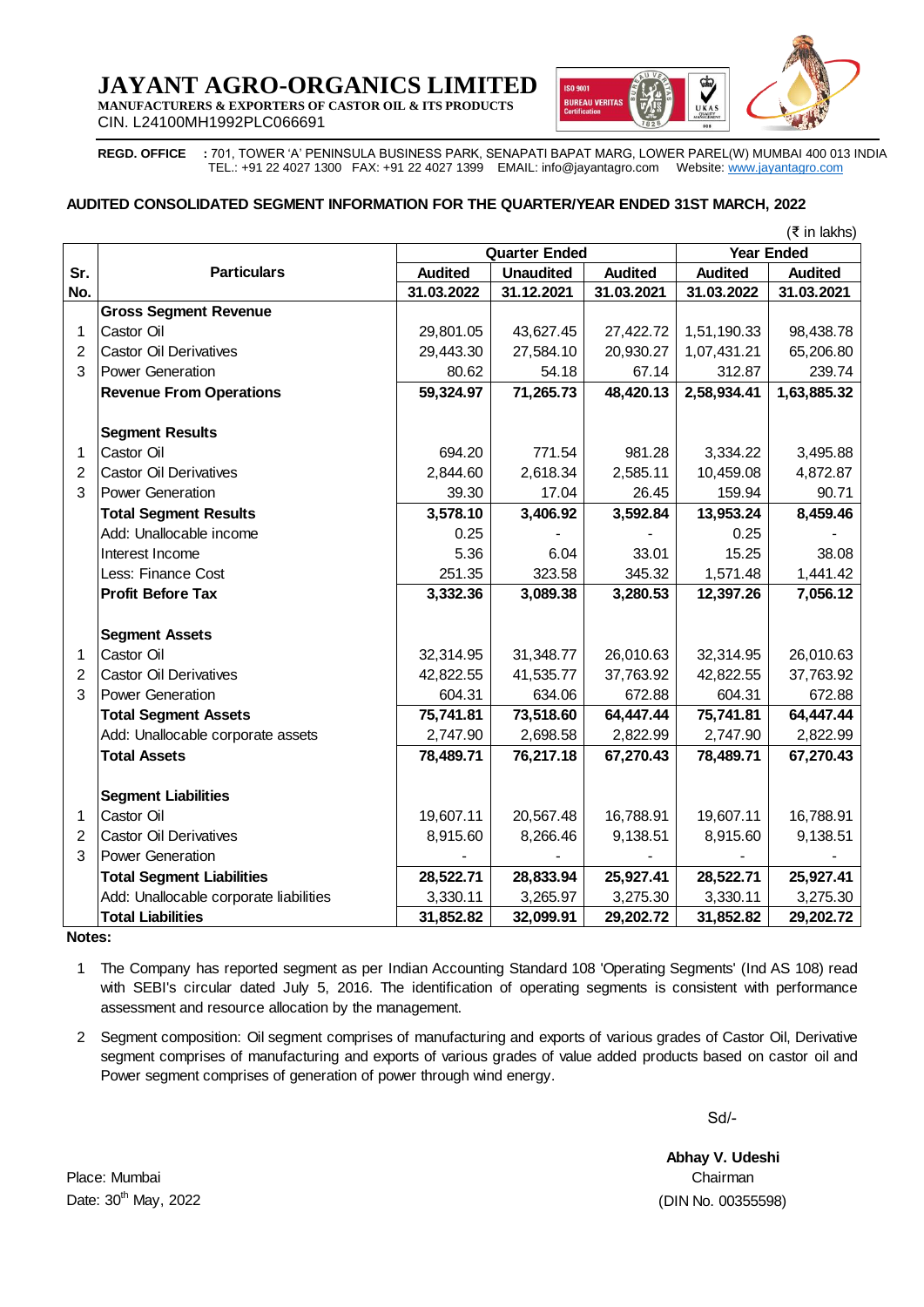# JAYANT AGRO-ORGANICS LIMITED

**MANUFACTURERS & EXPORTERS OF CASTOR OIL & ITS PRODUCTS**

CIN. L24100MH1992PLC066691

**REGD. OFFICE** : 701, TOWER 'A' PENINSULA BUSINESS PARK, SENAPATI BAPAT MARG, LOWER PAREL(W) MUMBAI 400 013 INDIA
TEL.: +91 22 4027 1300 FAX: +91 22 4027 1399 EMAIL: info@jayantagro.com Website: www.jayantagro.com

## AUDITED CONSOLIDATED SEGMENT INFORMATION FOR THE QUARTER/YEAR ENDED 31ST MARCH, 2022

(₹ in lakhs)

| Sr. No. | Particulars | Quarter Ended | | | Year Ended | |
|---|---|---|---|---|---|---|
| | | Audited | Unaudited | Audited | Audited | Audited |
| | | 31.03.2022 | 31.12.2021 | 31.03.2021 | 31.03.2022 | 31.03.2021 |
| | **Gross Segment Revenue** | | | | | |
| 1 | Castor Oil | 29,801.05 | 43,627.45 | 27,422.72 | 1,51,190.33 | 98,438.78 |
| 2 | Castor Oil Derivatives | 29,443.30 | 27,584.10 | 20,930.27 | 1,07,431.21 | 65,206.80 |
| 3 | Power Generation | 80.62 | 54.18 | 67.14 | 312.87 | 239.74 |
| | **Revenue From Operations** | **59,324.97** | **71,265.73** | **48,420.13** | **2,58,934.41** | **1,63,885.32** |
| | **Segment Results** | | | | | |
| 1 | Castor Oil | 694.20 | 771.54 | 981.28 | 3,334.22 | 3,495.88 |
| 2 | Castor Oil Derivatives | 2,844.60 | 2,618.34 | 2,585.11 | 10,459.08 | 4,872.87 |
| 3 | Power Generation | 39.30 | 17.04 | 26.45 | 159.94 | 90.71 |
| | **Total Segment Results** | **3,578.10** | **3,406.92** | **3,592.84** | **13,953.24** | **8,459.46** |
| | Add: Unallocable income | 0.25 | - | - | 0.25 | - |
| | Interest Income | 5.36 | 6.04 | 33.01 | 15.25 | 38.08 |
| | Less: Finance Cost | 251.35 | 323.58 | 345.32 | 1,571.48 | 1,441.42 |
| | **Profit Before Tax** | **3,332.36** | **3,089.38** | **3,280.53** | **12,397.26** | **7,056.12** |
| | **Segment Assets** | | | | | |
| 1 | Castor Oil | 32,314.95 | 31,348.77 | 26,010.63 | 32,314.95 | 26,010.63 |
| 2 | Castor Oil Derivatives | 42,822.55 | 41,535.77 | 37,763.92 | 42,822.55 | 37,763.92 |
| 3 | Power Generation | 604.31 | 634.06 | 672.88 | 604.31 | 672.88 |
| | **Total Segment Assets** | **75,741.81** | **73,518.60** | **64,447.44** | **75,741.81** | **64,447.44** |
| | Add: Unallocable corporate assets | 2,747.90 | 2,698.58 | 2,822.99 | 2,747.90 | 2,822.99 |
| | **Total Assets** | **78,489.71** | **76,217.18** | **67,270.43** | **78,489.71** | **67,270.43** |
| | **Segment Liabilities** | | | | | |
| 1 | Castor Oil | 19,607.11 | 20,567.48 | 16,788.91 | 19,607.11 | 16,788.91 |
| 2 | Castor Oil Derivatives | 8,915.60 | 8,266.46 | 9,138.51 | 8,915.60 | 9,138.51 |
| 3 | Power Generation | - | - | - | - | - |
| | **Total Segment Liabilities** | **28,522.71** | **28,833.94** | **25,927.41** | **28,522.71** | **25,927.41** |
| | Add: Unallocable corporate liabilities | 3,330.11 | 3,265.97 | 3,275.30 | 3,330.11 | 3,275.30 |
| | **Total Liabilities** | **31,852.82** | **32,099.91** | **29,202.72** | **31,852.82** | **29,202.72** |

**Notes:**

1. The Company has reported segment as per Indian Accounting Standard 108 'Operating Segments' (Ind AS 108) read with SEBI's circular dated July 5, 2016. The identification of operating segments is consistent with performance assessment and resource allocation by the management.

2. Segment composition: Oil segment comprises of manufacturing and exports of various grades of Castor Oil, Derivative segment comprises of manufacturing and exports of various grades of value added products based on castor oil and Power segment comprises of generation of power through wind energy.

Sd/-

**Abhay V. Udeshi**
Chairman
(DIN No. 00355598)

Place: Mumbai
Date: 30th May, 2022